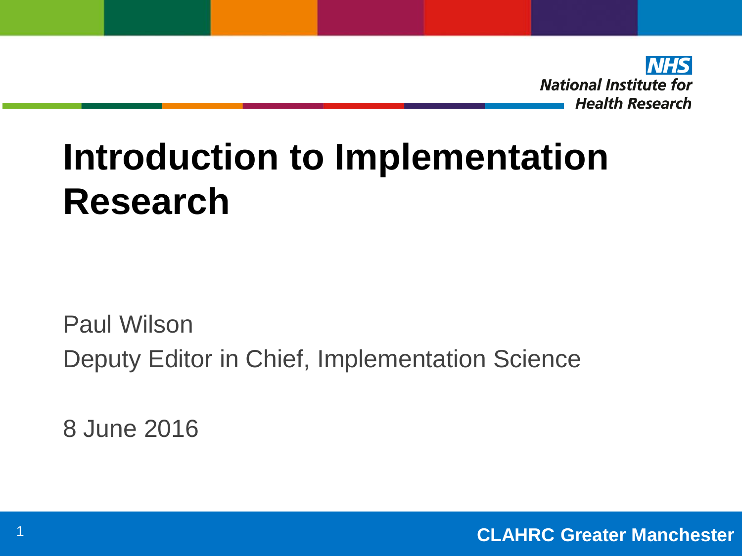NHS
National Institute for
Health Research

# Introduction to Implementation Research

Paul Wilson

Deputy Editor in Chief, Implementation Science

8 June 2016

CLAHRC Greater Manchester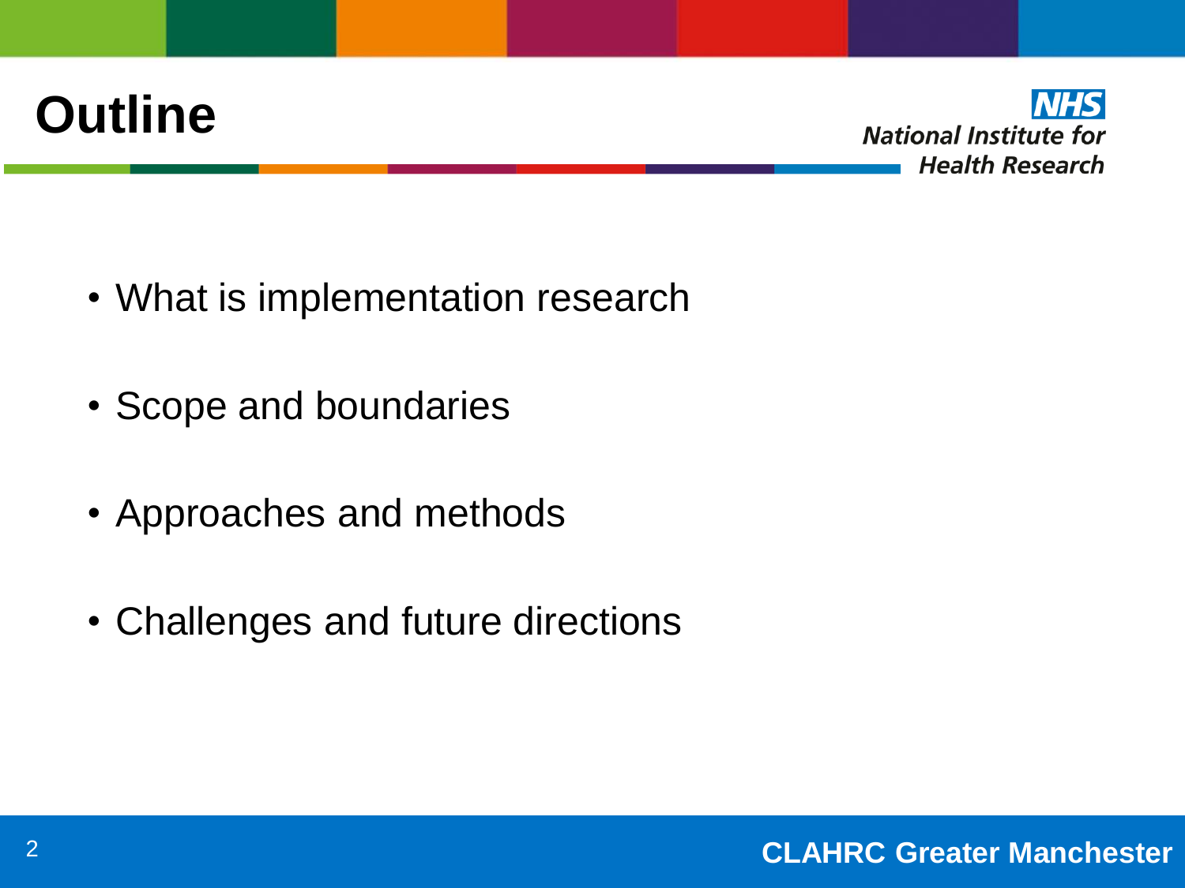# Outline

- What is implementation research
- Scope and boundaries
- Approaches and methods
- Challenges and future directions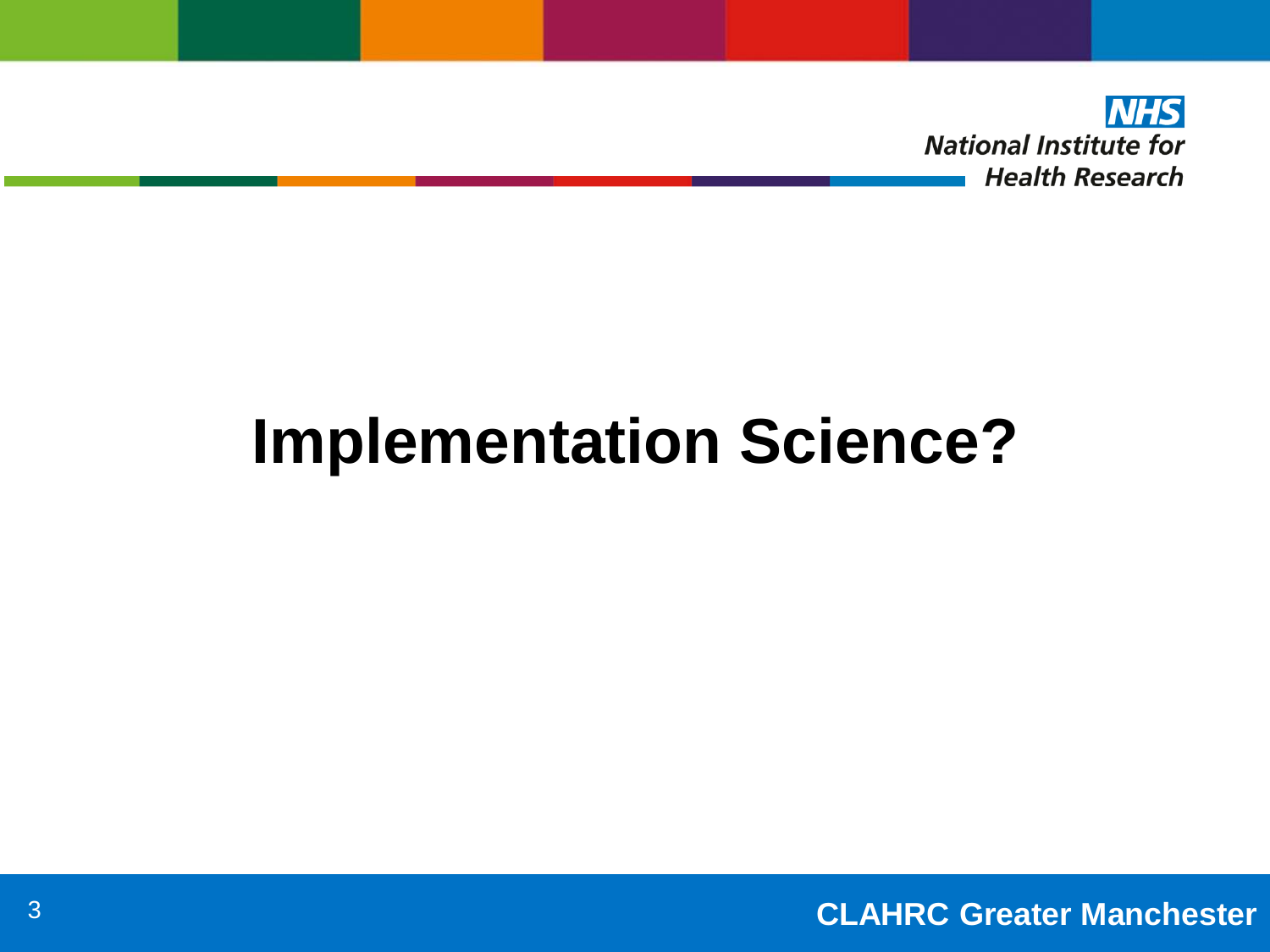# Implementation Science?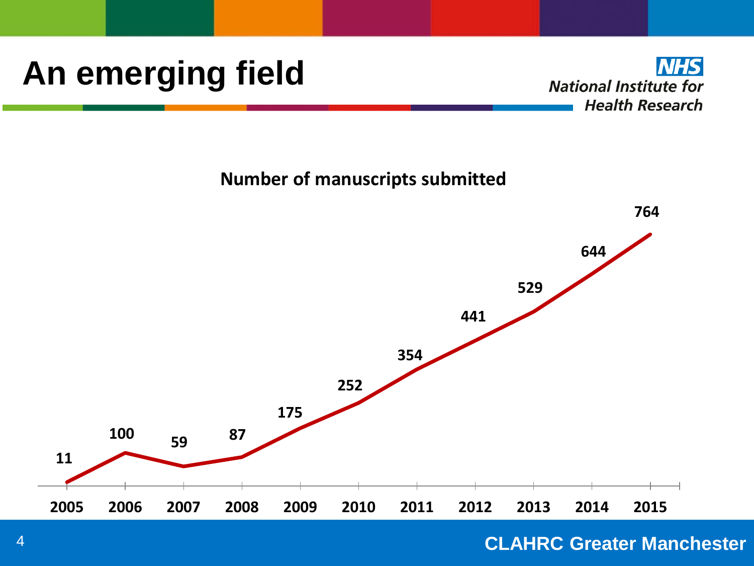# An emerging field

**Number of manuscripts submitted**

| Year | Manuscripts submitted |
| --- | --- |
| 2005 | 11 |
| 2006 | 100 |
| 2007 | 59 |
| 2008 | 87 |
| 2009 | 175 |
| 2010 | 252 |
| 2011 | 354 |
| 2012 | 441 |
| 2013 | 529 |
| 2014 | 644 |
| 2015 | 764 |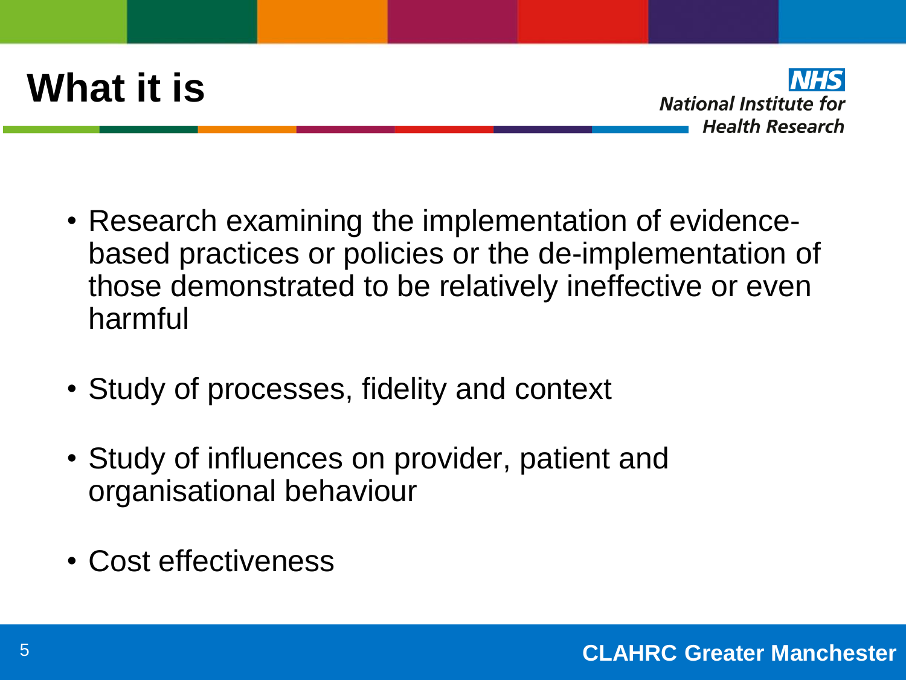# What it is

- Research examining the implementation of evidence-based practices or policies or the de-implementation of those demonstrated to be relatively ineffective or even harmful
- Study of processes, fidelity and context
- Study of influences on provider, patient and organisational behaviour
- Cost effectiveness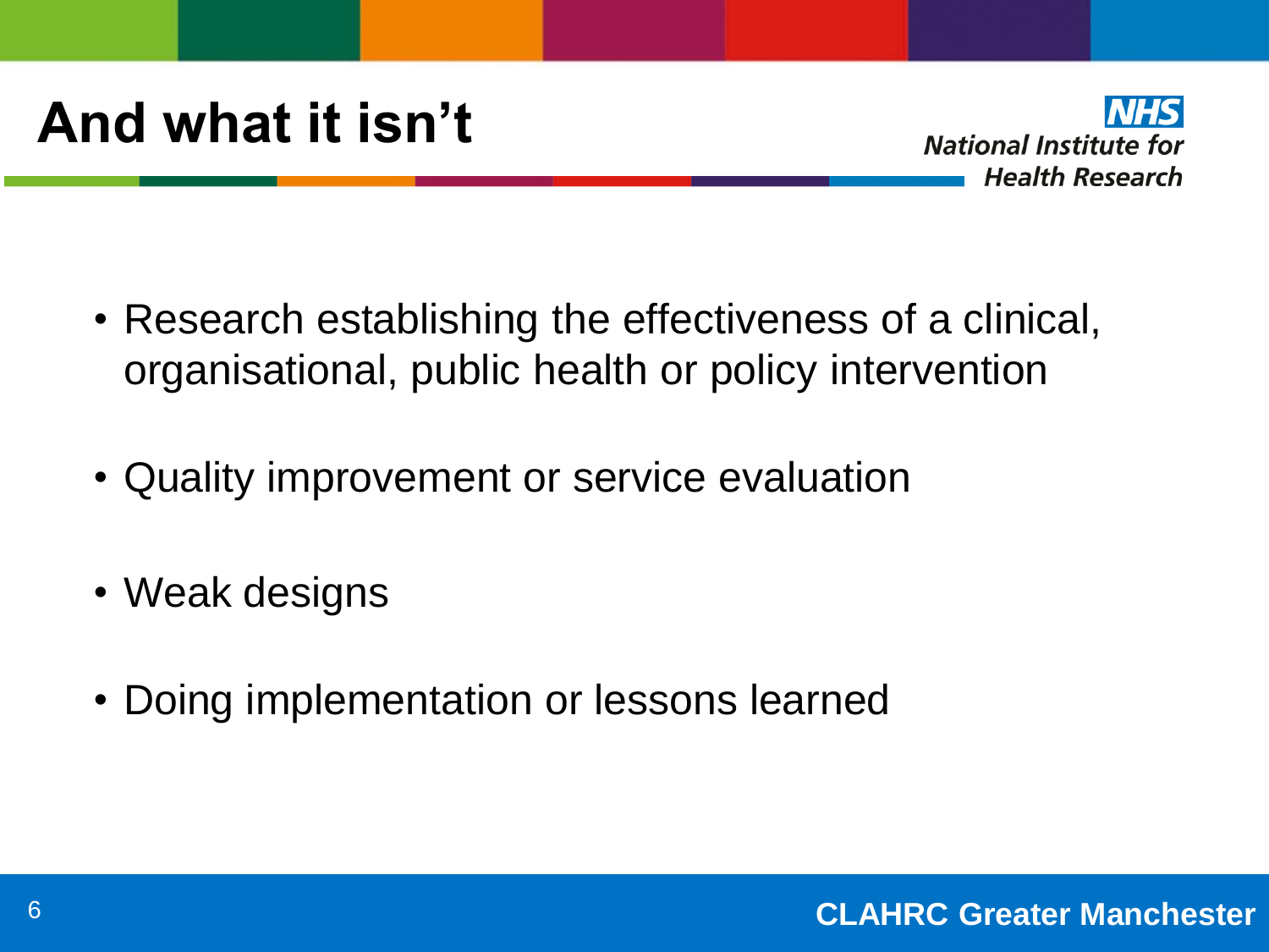# And what it isn't

- Research establishing the effectiveness of a clinical, organisational, public health or policy intervention
- Quality improvement or service evaluation
- Weak designs
- Doing implementation or lessons learned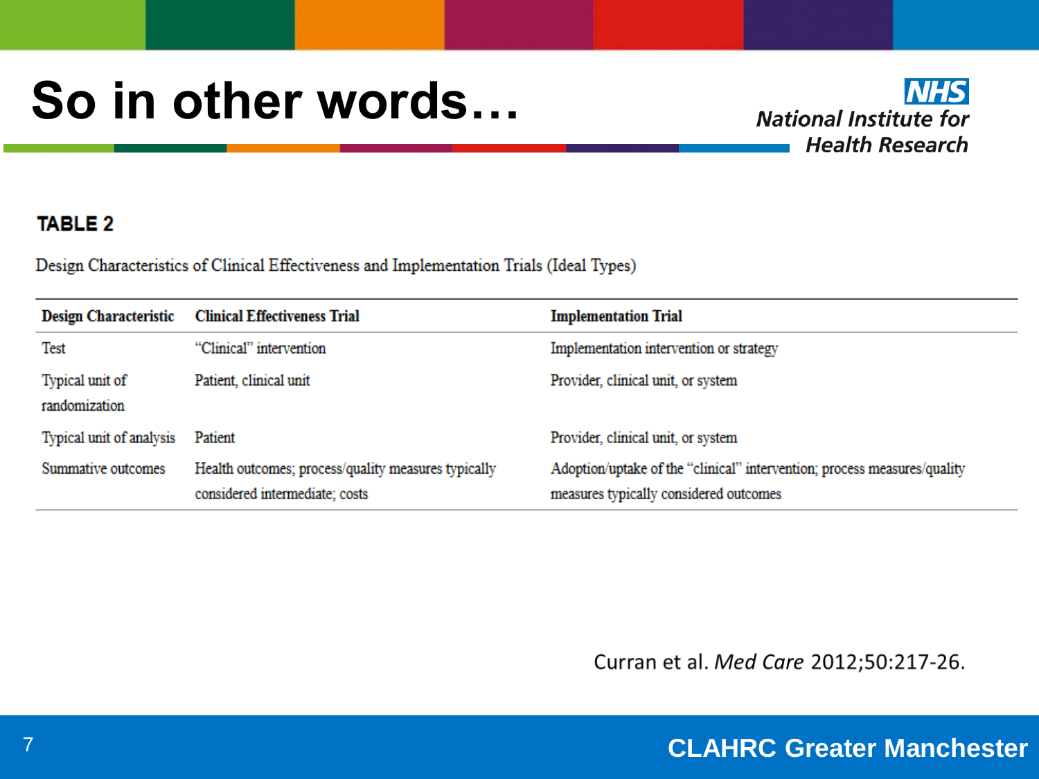# So in other words…

**TABLE 2**

Design Characteristics of Clinical Effectiveness and Implementation Trials (Ideal Types)

| Design Characteristic | Clinical Effectiveness Trial | Implementation Trial |
|---|---|---|
| Test | "Clinical" intervention | Implementation intervention or strategy |
| Typical unit of randomization | Patient, clinical unit | Provider, clinical unit, or system |
| Typical unit of analysis | Patient | Provider, clinical unit, or system |
| Summative outcomes | Health outcomes; process/quality measures typically considered intermediate; costs | Adoption/uptake of the "clinical" intervention; process measures/quality measures typically considered outcomes |

Curran et al. *Med Care* 2012;50:217-26.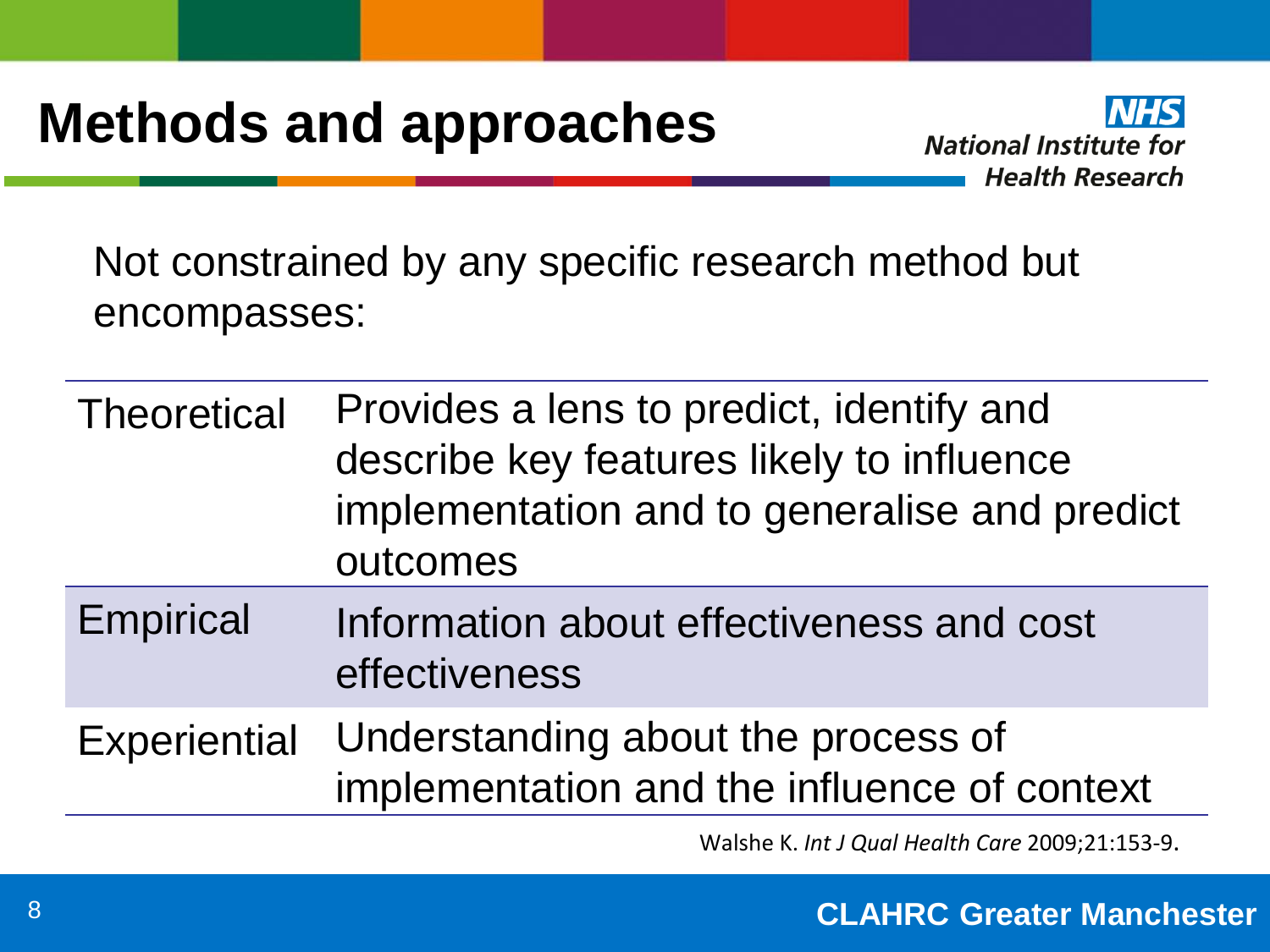# Methods and approaches

Not constrained by any specific research method but encompasses:

| | |
|---|---|
| Theoretical | Provides a lens to predict, identify and describe key features likely to influence implementation and to generalise and predict outcomes |
| Empirical | Information about effectiveness and cost effectiveness |
| Experiential | Understanding about the process of implementation and the influence of context |

Walshe K. *Int J Qual Health Care* 2009;21:153-9.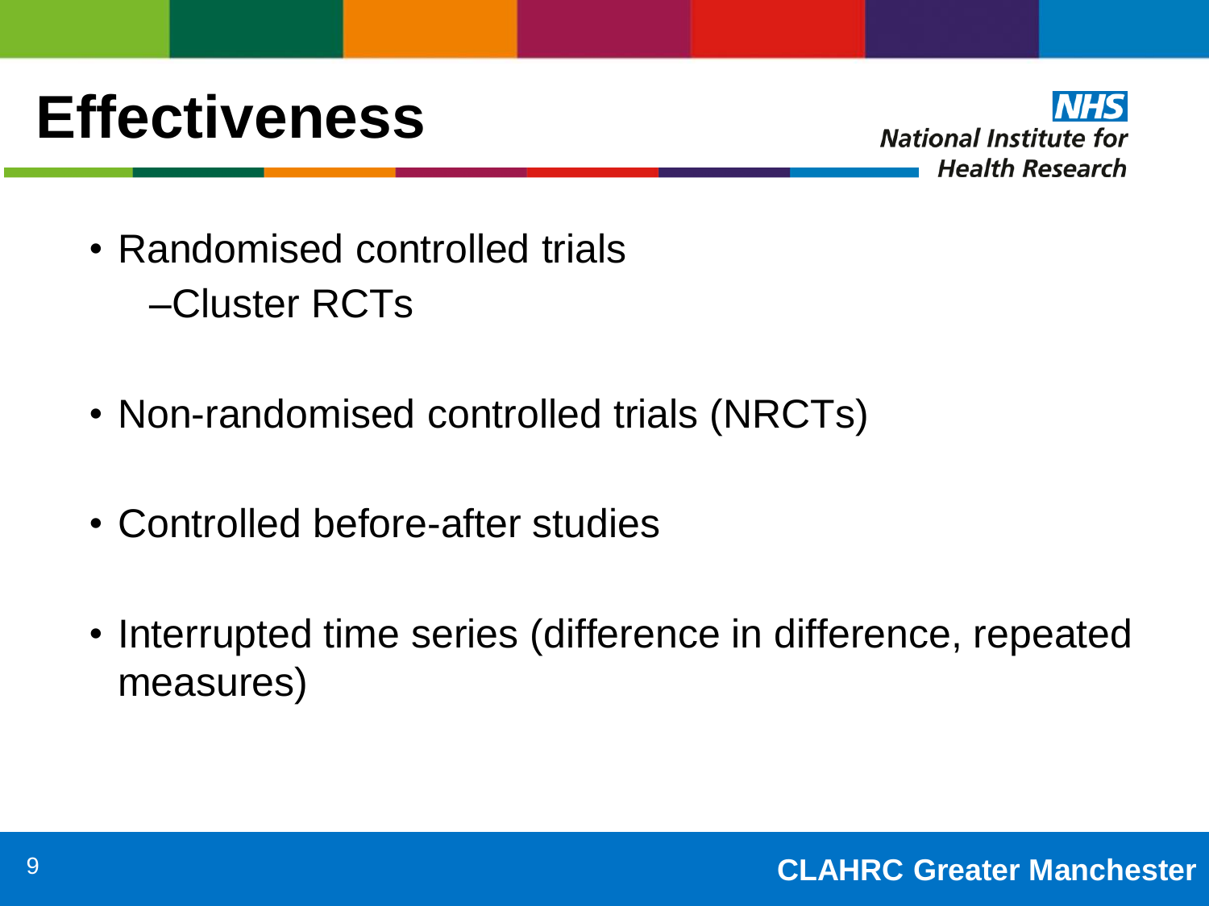# Effectiveness

- Randomised controlled trials
  - Cluster RCTs
- Non-randomised controlled trials (NRCTs)
- Controlled before-after studies
- Interrupted time series (difference in difference, repeated measures)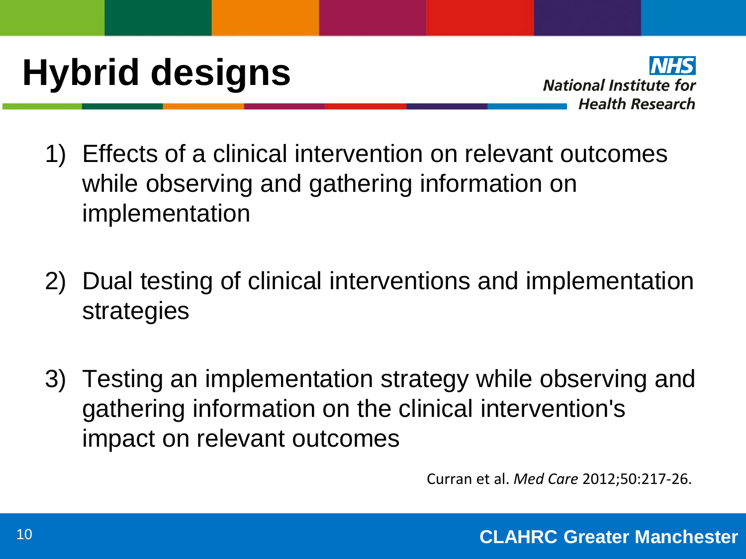# Hybrid designs

1) Effects of a clinical intervention on relevant outcomes while observing and gathering information on implementation

2) Dual testing of clinical interventions and implementation strategies

3) Testing an implementation strategy while observing and gathering information on the clinical intervention's impact on relevant outcomes

Curran et al. *Med Care* 2012;50:217-26.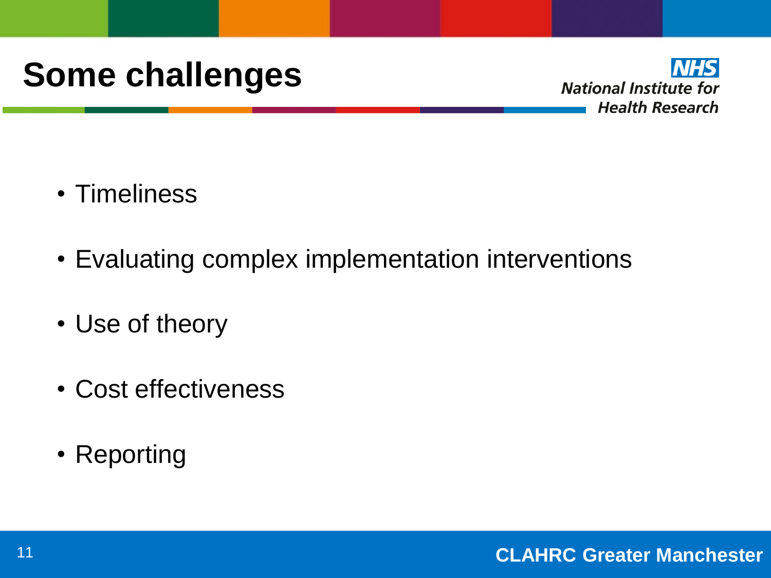# Some challenges

- Timeliness
- Evaluating complex implementation interventions
- Use of theory
- Cost effectiveness
- Reporting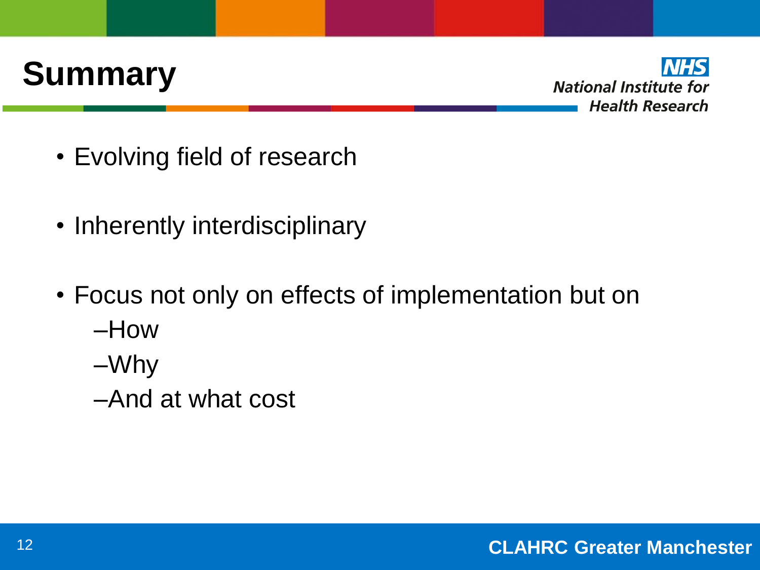# Summary

- Evolving field of research
- Inherently interdisciplinary
- Focus not only on effects of implementation but on
  - How
  - Why
  - And at what cost